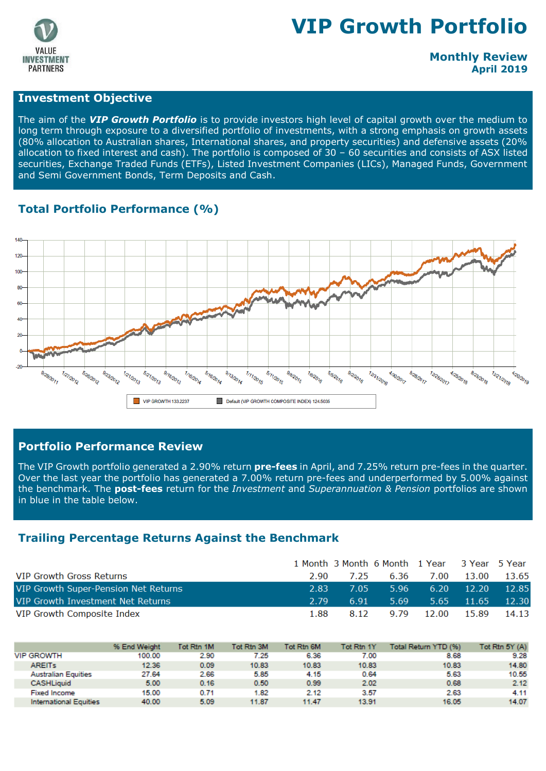# VIP Growth Portfolio

VALUE INVESTMENT PARTNERS

**Monthly Review**
**April 2019**

## Investment Objective

The aim of the ***VIP Growth Portfolio*** is to provide investors high level of capital growth over the medium to long term through exposure to a diversified portfolio of investments, with a strong emphasis on growth assets (80% allocation to Australian shares, International shares, and property securities) and defensive assets (20% allocation to fixed interest and cash). The portfolio is composed of 30 – 60 securities and consists of ASX listed securities, Exchange Traded Funds (ETFs), Listed Investment Companies (LICs), Managed Funds, Government and Semi Government Bonds, Term Deposits and Cash.

## Total Portfolio Performance (%)

VIP GROWTH 133.2237 | Default (VIP GROWTH COMPOSITE INDEX) 124.5035

## Portfolio Performance Review

The VIP Growth portfolio generated a 2.90% return **pre-fees** in April, and 7.25% return pre-fees in the quarter. Over the last year the portfolio has generated a 7.00% return pre-fees and underperformed by 5.00% against the benchmark. The **post-fees** return for the *Investment* and *Superannuation & Pension* portfolios are shown in blue in the table below.

## Trailing Percentage Returns Against the Benchmark

| | 1 Month | 3 Month | 6 Month | 1 Year | 3 Year | 5 Year |
|---|---|---|---|---|---|---|
| VIP Growth Gross Returns | 2.90 | 7.25 | 6.36 | 7.00 | 13.00 | 13.65 |
| VIP Growth Super-Pension Net Returns | 2.83 | 7.05 | 5.96 | 6.20 | 12.20 | 12.85 |
| VIP Growth Investment Net Returns | 2.79 | 6.91 | 5.69 | 5.65 | 11.65 | 12.30 |
| VIP Growth Composite Index | 1.88 | 8.12 | 9.79 | 12.00 | 15.89 | 14.13 |

| | % End Weight | Tot Rtn 1M | Tot Rtn 3M | Tot Rtn 6M | Tot Rtn 1Y | Total Return YTD (%) | Tot Rtn 5Y (A) |
|---|---|---|---|---|---|---|---|
| VIP GROWTH | 100.00 | 2.90 | 7.25 | 6.36 | 7.00 | 8.68 | 9.28 |
| AREITs | 12.36 | 0.09 | 10.83 | 10.83 | 10.83 | 10.83 | 14.80 |
| Australian Equities | 27.64 | 2.66 | 5.85 | 4.15 | 0.64 | 5.63 | 10.55 |
| CASHLiquid | 5.00 | 0.16 | 0.50 | 0.99 | 2.02 | 0.68 | 2.12 |
| Fixed Income | 15.00 | 0.71 | 1.82 | 2.12 | 3.57 | 2.63 | 4.11 |
| International Equities | 40.00 | 5.09 | 11.87 | 11.47 | 13.91 | 16.05 | 14.07 |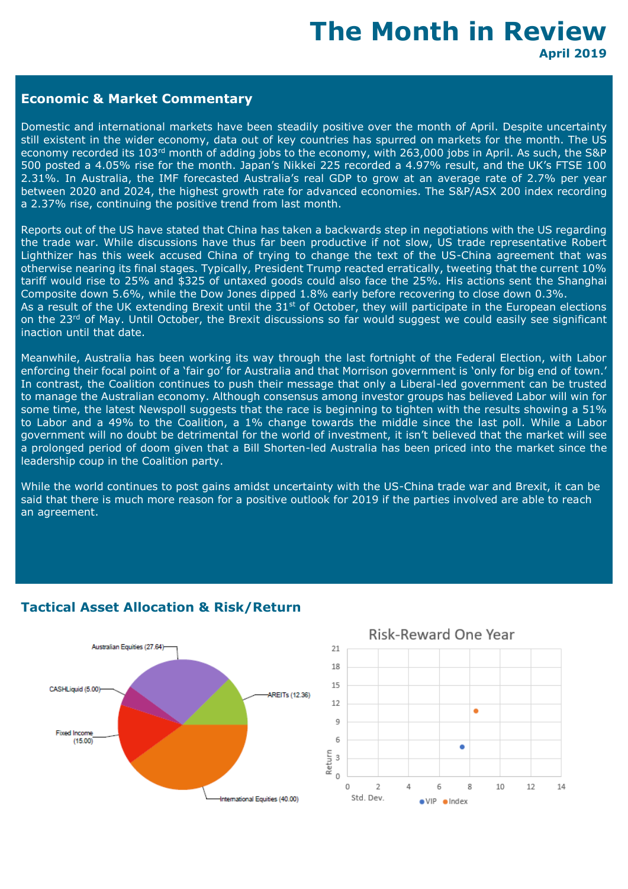# The Month in Review

**April 2019**

## Economic & Market Commentary

Domestic and international markets have been steadily positive over the month of April. Despite uncertainty still existent in the wider economy, data out of key countries has spurred on markets for the month. The US economy recorded its 103rd month of adding jobs to the economy, with 263,000 jobs in April. As such, the S&P 500 posted a 4.05% rise for the month. Japan's Nikkei 225 recorded a 4.97% result, and the UK's FTSE 100 2.31%. In Australia, the IMF forecasted Australia's real GDP to grow at an average rate of 2.7% per year between 2020 and 2024, the highest growth rate for advanced economies. The S&P/ASX 200 index recording a 2.37% rise, continuing the positive trend from last month.

Reports out of the US have stated that China has taken a backwards step in negotiations with the US regarding the trade war. While discussions have thus far been productive if not slow, US trade representative Robert Lighthizer has this week accused China of trying to change the text of the US-China agreement that was otherwise nearing its final stages. Typically, President Trump reacted erratically, tweeting that the current 10% tariff would rise to 25% and $325 of untaxed goods could also face the 25%. His actions sent the Shanghai Composite down 5.6%, while the Dow Jones dipped 1.8% early before recovering to close down 0.3%.
As a result of the UK extending Brexit until the 31st of October, they will participate in the European elections on the 23rd of May. Until October, the Brexit discussions so far would suggest we could easily see significant inaction until that date.

Meanwhile, Australia has been working its way through the last fortnight of the Federal Election, with Labor enforcing their focal point of a 'fair go' for Australia and that Morrison government is 'only for big end of town.' In contrast, the Coalition continues to push their message that only a Liberal-led government can be trusted to manage the Australian economy. Although consensus among investor groups has believed Labor will win for some time, the latest Newspoll suggests that the race is beginning to tighten with the results showing a 51% to Labor and a 49% to the Coalition, a 1% change towards the middle since the last poll. While a Labor government will no doubt be detrimental for the world of investment, it isn't believed that the market will see a prolonged period of doom given that a Bill Shorten-led Australia has been priced into the market since the leadership coup in the Coalition party.

While the world continues to post gains amidst uncertainty with the US-China trade war and Brexit, it can be said that there is much more reason for a positive outlook for 2019 if the parties involved are able to reach an agreement.

## Tactical Asset Allocation & Risk/Return

Australian Equities (27.64)
CASHLiquid (5.00)
AREITs (12.36)
Fixed Income (15.00)
International Equities (40.00)

Risk-Reward One Year

Return / Std. Dev.

VIP / Index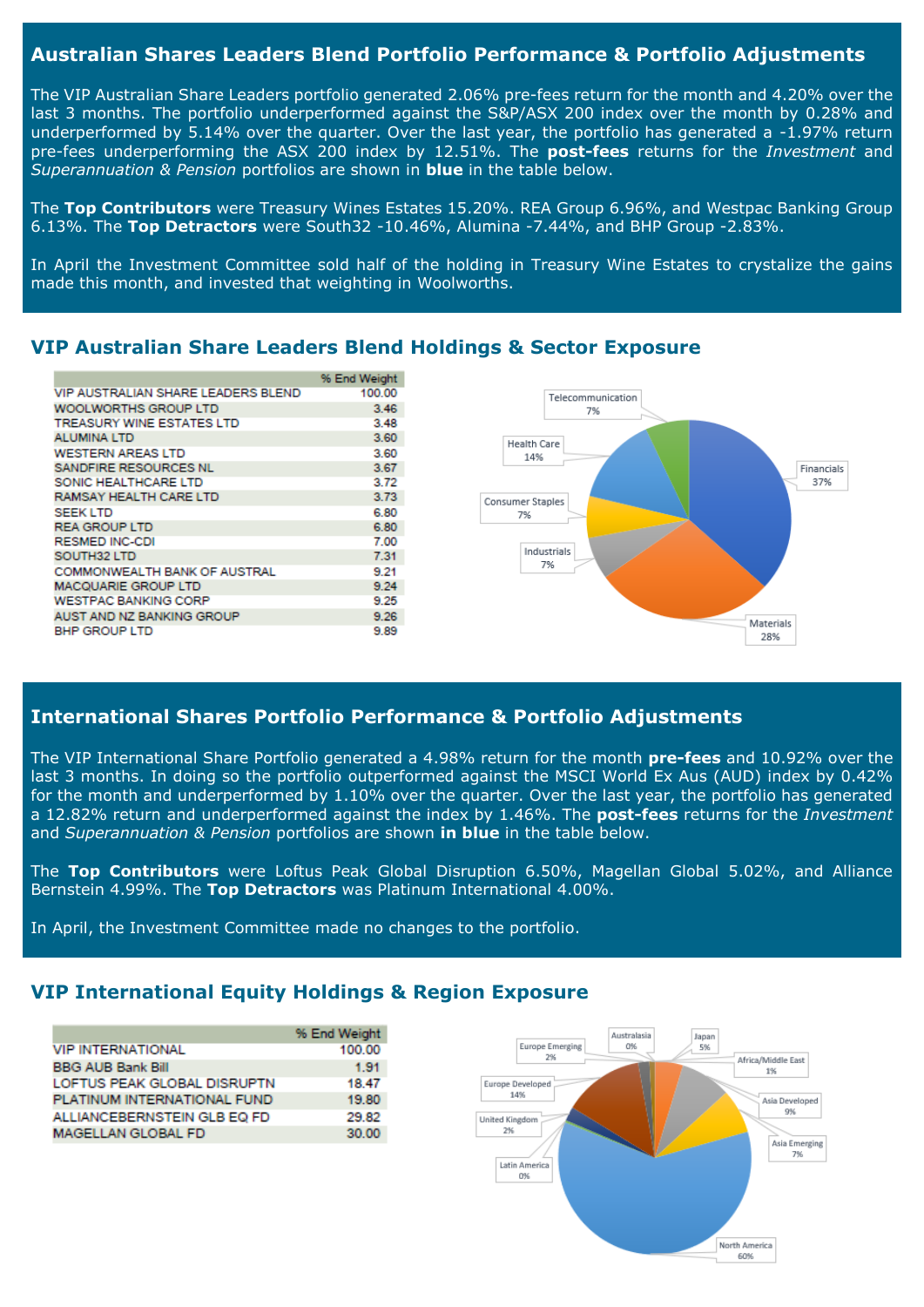## Australian Shares Leaders Blend Portfolio Performance & Portfolio Adjustments

The VIP Australian Share Leaders portfolio generated 2.06% pre-fees return for the month and 4.20% over the last 3 months. The portfolio underperformed against the S&P/ASX 200 index over the month by 0.28% and underperformed by 5.14% over the quarter. Over the last year, the portfolio has generated a -1.97% return pre-fees underperforming the ASX 200 index by 12.51%. The **post-fees** returns for the *Investment* and *Superannuation & Pension* portfolios are shown in **blue** in the table below.

The **Top Contributors** were Treasury Wines Estates 15.20%. REA Group 6.96%, and Westpac Banking Group 6.13%. The **Top Detractors** were South32 -10.46%, Alumina -7.44%, and BHP Group -2.83%.

In April the Investment Committee sold half of the holding in Treasury Wine Estates to crystalize the gains made this month, and invested that weighting in Woolworths.

## VIP Australian Share Leaders Blend Holdings & Sector Exposure

| | % End Weight |
|---|---|
| VIP AUSTRALIAN SHARE LEADERS BLEND | 100.00 |
| WOOLWORTHS GROUP LTD | 3.46 |
| TREASURY WINE ESTATES LTD | 3.48 |
| ALUMINA LTD | 3.60 |
| WESTERN AREAS LTD | 3.60 |
| SANDFIRE RESOURCES NL | 3.67 |
| SONIC HEALTHCARE LTD | 3.72 |
| RAMSAY HEALTH CARE LTD | 3.73 |
| SEEK LTD | 6.80 |
| REA GROUP LTD | 6.80 |
| RESMED INC-CDI | 7.00 |
| SOUTH32 LTD | 7.31 |
| COMMONWEALTH BANK OF AUSTRAL | 9.21 |
| MACQUARIE GROUP LTD | 9.24 |
| WESTPAC BANKING CORP | 9.25 |
| AUST AND NZ BANKING GROUP | 9.26 |
| BHP GROUP LTD | 9.89 |

Telecommunication 7%; Health Care 14%; Consumer Staples 7%; Industrials 7%; Financials 37%; Materials 28%

## International Shares Portfolio Performance & Portfolio Adjustments

The VIP International Share Portfolio generated a 4.98% return for the month **pre-fees** and 10.92% over the last 3 months. In doing so the portfolio outperformed against the MSCI World Ex Aus (AUD) index by 0.42% for the month and underperformed by 1.10% over the quarter. Over the last year, the portfolio has generated a 12.82% return and underperformed against the index by 1.46%. The **post-fees** returns for the *Investment* and *Superannuation & Pension* portfolios are shown **in blue** in the table below.

The **Top Contributors** were Loftus Peak Global Disruption 6.50%, Magellan Global 5.02%, and Alliance Bernstein 4.99%. The **Top Detractors** was Platinum International 4.00%.

In April, the Investment Committee made no changes to the portfolio.

## VIP International Equity Holdings & Region Exposure

| | % End Weight |
|---|---|
| VIP INTERNATIONAL | 100.00 |
| BBG AUB Bank Bill | 1.91 |
| LOFTUS PEAK GLOBAL DISRUPTN | 18.47 |
| PLATINUM INTERNATIONAL FUND | 19.80 |
| ALLIANCEBERNSTEIN GLB EQ FD | 29.82 |
| MAGELLAN GLOBAL FD | 30.00 |

Europe Emerging 2%; Australasia 0%; Japan 5%; Africa/Middle East 1%; Europe Developed 14%; Asia Developed 9%; United Kingdom 2%; Asia Emerging 7%; Latin America 0%; North America 60%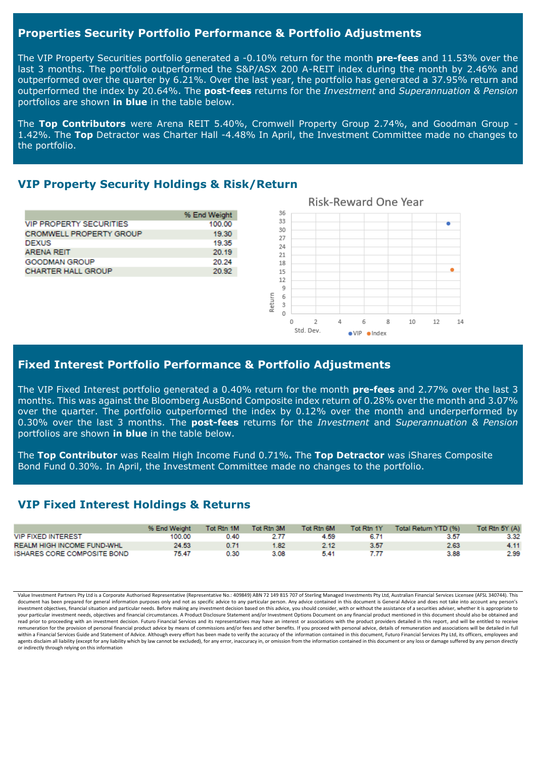## Properties Security Portfolio Performance & Portfolio Adjustments

The VIP Property Securities portfolio generated a -0.10% return for the month **pre-fees** and 11.53% over the last 3 months. The portfolio outperformed the S&P/ASX 200 A-REIT index during the month by 2.46% and outperformed over the quarter by 6.21%. Over the last year, the portfolio has generated a 37.95% return and outperformed the index by 20.64%. The **post-fees** returns for the *Investment* and *Superannuation & Pension* portfolios are shown **in blue** in the table below.

The **Top Contributors** were Arena REIT 5.40%, Cromwell Property Group 2.74%, and Goodman Group - 1.42%. The **Top** Detractor was Charter Hall -4.48% In April, the Investment Committee made no changes to the portfolio.

## VIP Property Security Holdings & Risk/Return

| | % End Weight |
|---|---|
| VIP PROPERTY SECURITIES | 100.00 |
| CROMWELL PROPERTY GROUP | 19.30 |
| DEXUS | 19.35 |
| ARENA REIT | 20.19 |
| GOODMAN GROUP | 20.24 |
| CHARTER HALL GROUP | 20.92 |

Risk-Reward One Year

Return

36
33
30
27
24
21
18
15
12
9
6
3
0

0 2 4 6 8 10 12 14

Std. Dev.

VIP Index

## Fixed Interest Portfolio Performance & Portfolio Adjustments

The VIP Fixed Interest portfolio generated a 0.40% return for the month **pre-fees** and 2.77% over the last 3 months. This was against the Bloomberg AusBond Composite index return of 0.28% over the month and 3.07% over the quarter. The portfolio outperformed the index by 0.12% over the month and underperformed by 0.30% over the last 3 months. The **post-fees** returns for the *Investment* and *Superannuation & Pension* portfolios are shown **in blue** in the table below.

The **Top Contributor** was Realm High Income Fund 0.71%**.** The **Top Detractor** was iShares Composite Bond Fund 0.30%. In April, the Investment Committee made no changes to the portfolio.

## VIP Fixed Interest Holdings & Returns

| | % End Weight | Tot Rtn 1M | Tot Rtn 3M | Tot Rtn 6M | Tot Rtn 1Y | Total Return YTD (%) | Tot Rtn 5Y (A) |
|---|---|---|---|---|---|---|---|
| VIP FIXED INTEREST | 100.00 | 0.40 | 2.77 | 4.59 | 6.71 | 3.57 | 3.32 |
| REALM HIGH INCOME FUND-WHL | 24.53 | 0.71 | 1.82 | 2.12 | 3.57 | 2.63 | 4.11 |
| ISHARES CORE COMPOSITE BOND | 75.47 | 0.30 | 3.08 | 5.41 | 7.77 | 3.88 | 2.99 |

Value Investment Partners Pty Ltd is a Corporate Authorised Representative (Representative No.: 409849) ABN 72 149 815 707 of Sterling Managed Investments Pty Ltd, Australian Financial Services Licensee (AFSL 340744). This document has been prepared for general information purposes only and not as specific advice to any particular person. Any advice contained in this document is General Advice and does not take into account any person's investment objectives, financial situation and particular needs. Before making any investment decision based on this advice, you should consider, with or without the assistance of a securities adviser, whether it is appropriate to your particular investment needs, objectives and financial circumstances. A Product Disclosure Statement and/or Investment Options Document on any financial product mentioned in this document should also be obtained and read prior to proceeding with an investment decision. Futuro Financial Services and its representatives may have an interest or associations with the product providers detailed in this report, and will be entitled to receive remuneration for the provision of personal financial product advice by means of commissions and/or fees and other benefits. If you proceed with personal advice, details of remuneration and associations will be detailed in full within a Financial Services Guide and Statement of Advice. Although every effort has been made to verify the accuracy of the information contained in this document, Futuro Financial Services Pty Ltd, its officers, employees and agents disclaim all liability (except for any liability which by law cannot be excluded), for any error, inaccuracy in, or omission from the information contained in this document or any loss or damage suffered by any person directly or indirectly through relying on this information